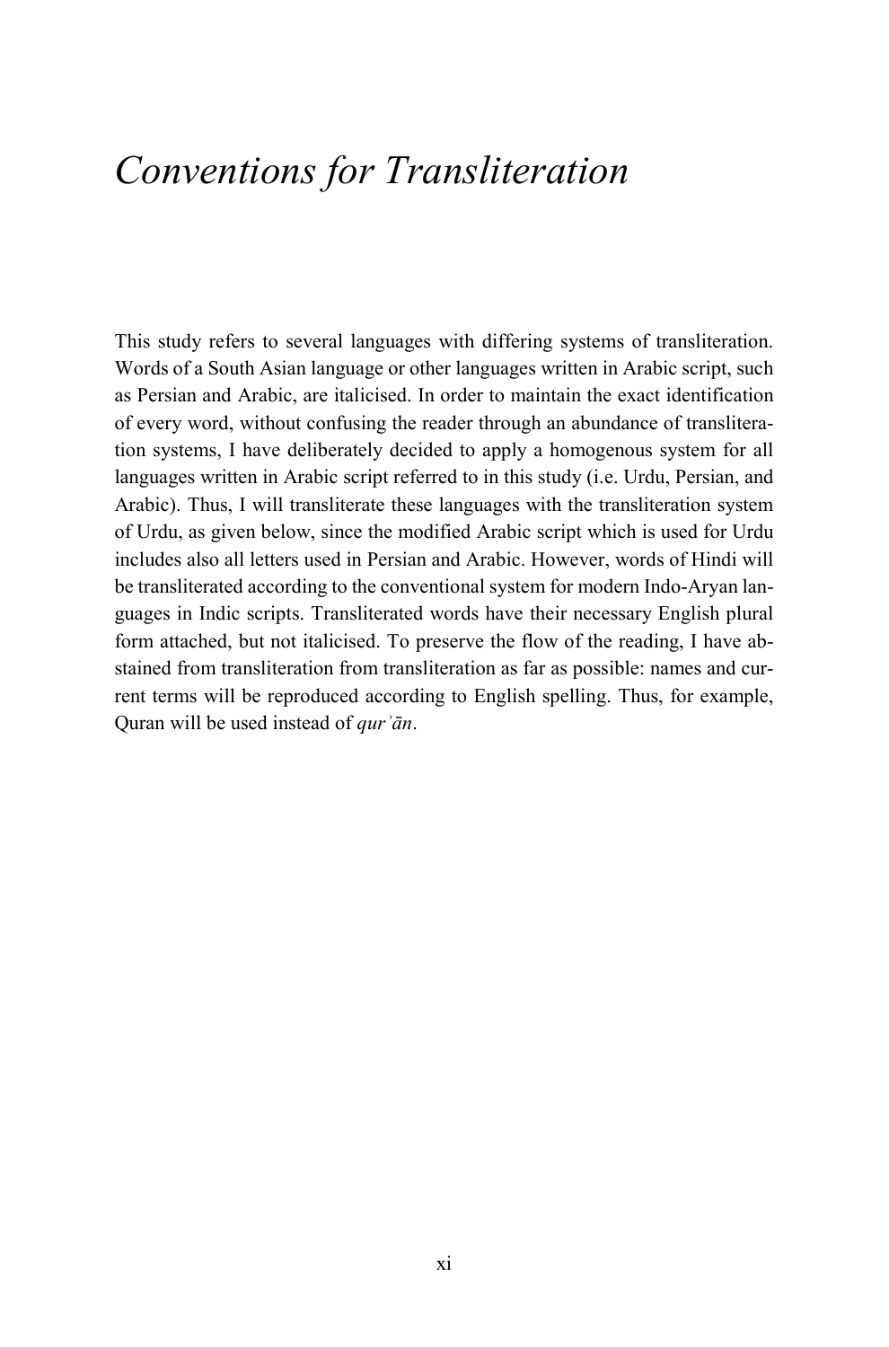# *Conventions for Transliteration*

This study refers to several languages with differing systems of transliteration. Words of a South Asian language or other languages written in Arabic script, such as Persian and Arabic, are italicised. In order to maintain the exact identification of every word, without confusing the reader through an abundance of transliteration systems, I have deliberately decided to apply a homogenous system for all languages written in Arabic script referred to in this study (i.e. Urdu, Persian, and Arabic). Thus, I will transliterate these languages with the transliteration system of Urdu, as given below, since the modified Arabic script which is used for Urdu includes also all letters used in Persian and Arabic. However, words of Hindi will be transliterated according to the conventional system for modern Indo-Aryan languages in Indic scripts. Transliterated words have their necessary English plural form attached, but not italicised. To preserve the flow of the reading, I have abstained from transliteration from transliteration as far as possible: names and current terms will be reproduced according to English spelling. Thus, for example, Quran will be used instead of *qurʾān*.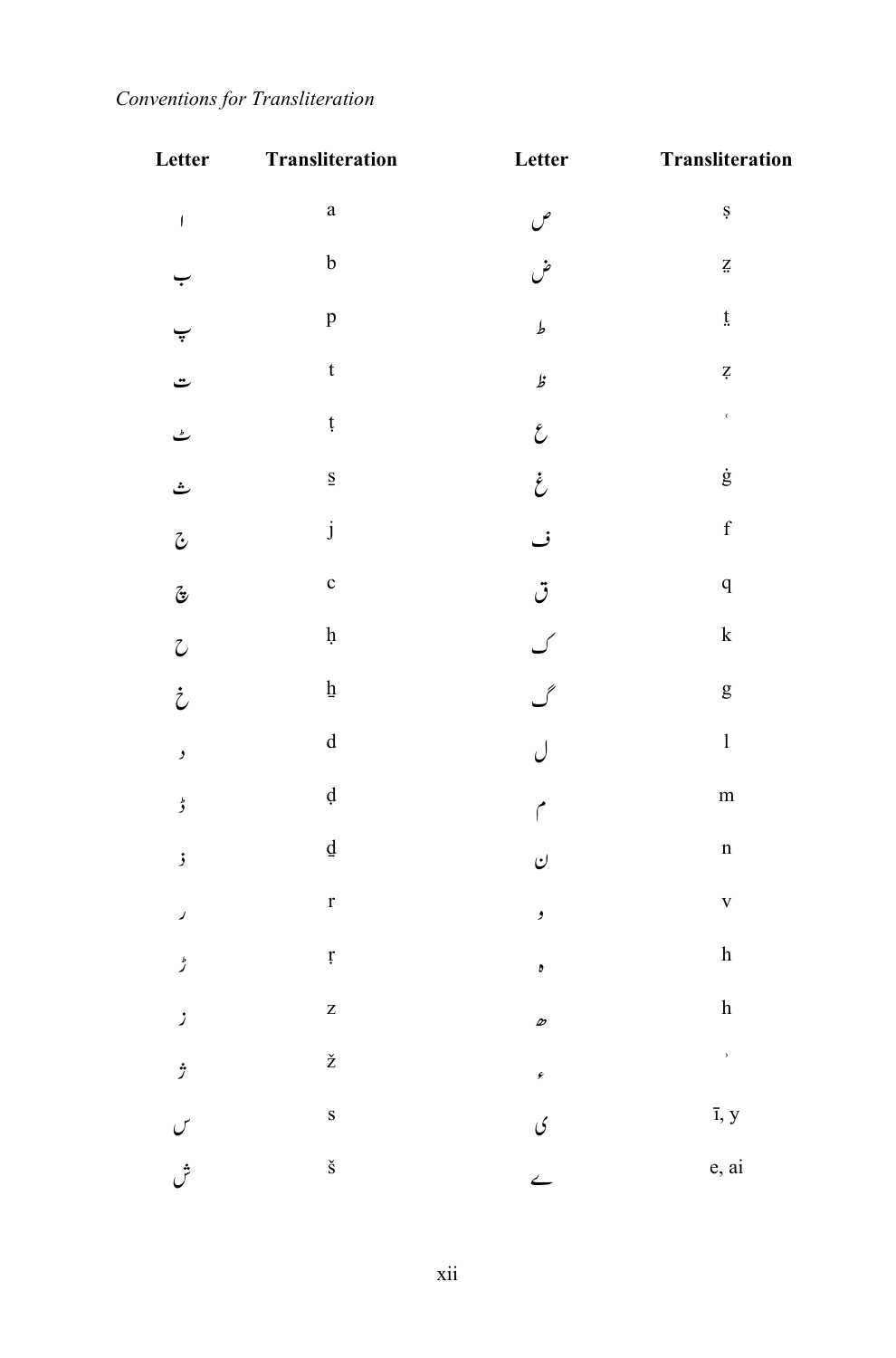*Conventions for Transliteration*

| Letter | Transliteration | Letter | Transliteration |
|---|---|---|---|
| ا | a | ص | ṣ |
| ب | b | ض | ẓ |
| پ | p | ط | ṭ |
| ت | t | ظ | ẓ |
| ٹ | ṭ | ع | ʿ |
| ث | s̱ | غ | ġ |
| ج | j | ف | f |
| چ | c | ق | q |
| ح | ḥ | ک | k |
| خ | ẖ | گ | g |
| د | d | ل | l |
| ڈ | ḍ | م | m |
| ذ | ḏ | ن | n |
| ر | r | و | v |
| ڑ | ṛ | ہ | h |
| ز | z | ھ | h |
| ژ | ž | ء | ʾ |
| س | s | ی | ī, y |
| ش | š | ے | e, ai |